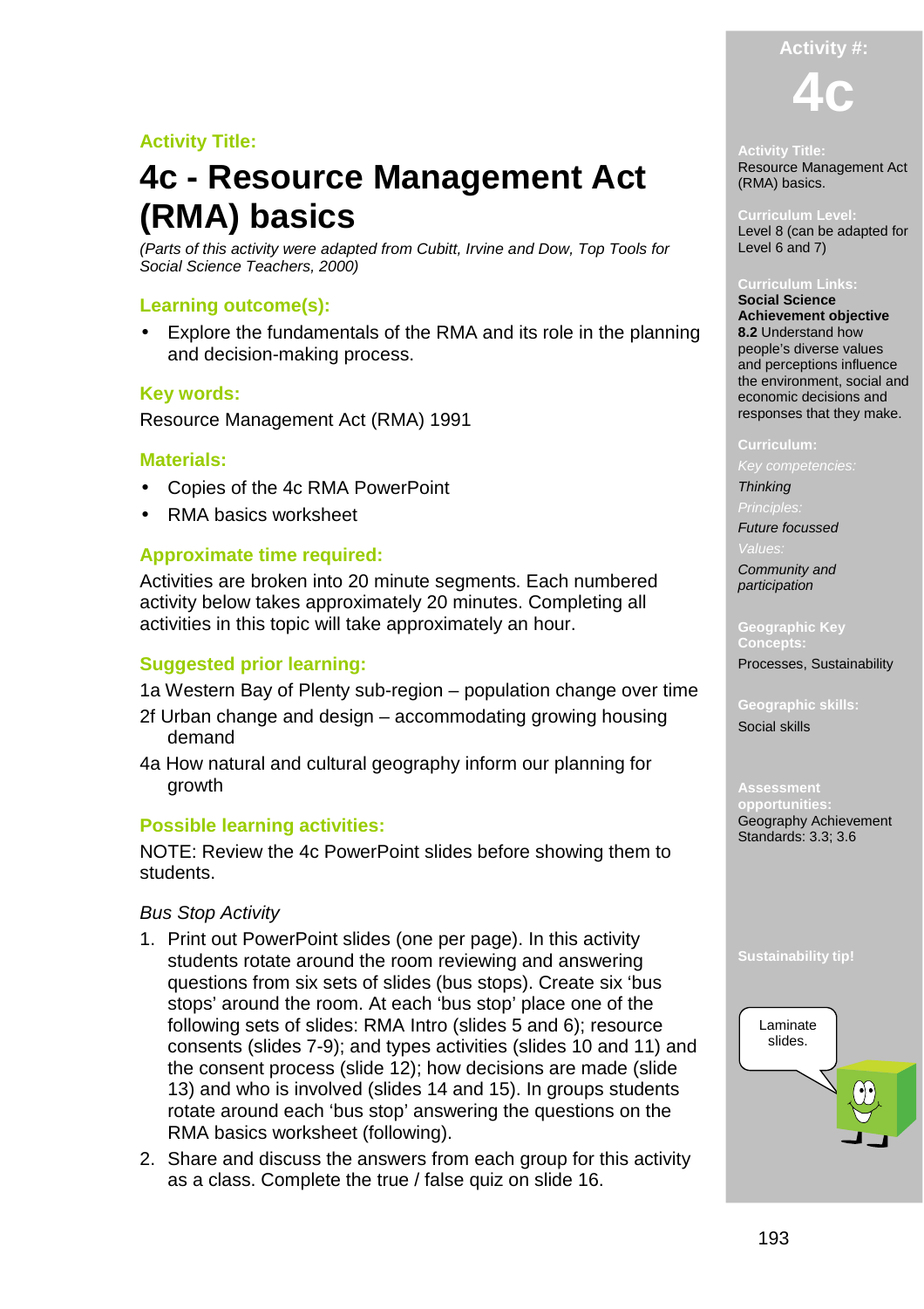**Activity Title:**

# 4c - Resource Management Act (RMA) basics

*(Parts of this activity were adapted from Cubitt, Irvine and Dow, Top Tools for Social Science Teachers, 2000)*

## Learning outcome(s):

- Explore the fundamentals of the RMA and its role in the planning and decision-making process.

## Key words:

Resource Management Act (RMA) 1991

## Materials:

- Copies of the 4c RMA PowerPoint
- RMA basics worksheet

## Approximate time required:

Activities are broken into 20 minute segments. Each numbered activity below takes approximately 20 minutes. Completing all activities in this topic will take approximately an hour.

## Suggested prior learning:

1a Western Bay of Plenty sub-region – population change over time

2f Urban change and design – accommodating growing housing demand

4a How natural and cultural geography inform our planning for growth

## Possible learning activities:

NOTE: Review the 4c PowerPoint slides before showing them to students.

*Bus Stop Activity*

1. Print out PowerPoint slides (one per page). In this activity students rotate around the room reviewing and answering questions from six sets of slides (bus stops). Create six 'bus stops' around the room. At each 'bus stop' place one of the following sets of slides: RMA Intro (slides 5 and 6); resource consents (slides 7-9); and types activities (slides 10 and 11) and the consent process (slide 12); how decisions are made (slide 13) and who is involved (slides 14 and 15). In groups students rotate around each 'bus stop' answering the questions on the RMA basics worksheet (following).
2. Share and discuss the answers from each group for this activity as a class. Complete the true / false quiz on slide 16.

**Activity #:**

**4c**

**Activity Title:**
Resource Management Act (RMA) basics.

**Curriculum Level:**
Level 8 (can be adapted for Level 6 and 7)

**Curriculum Links:**
**Social Science Achievement objective**
**8.2** Understand how people's diverse values and perceptions influence the environment, social and economic decisions and responses that they make.

**Curriculum:**
*Key competencies:*
*Thinking*
*Principles:*
*Future focussed*
*Values:*
*Community and participation*

**Geographic Key Concepts:**
Processes, Sustainability

**Geographic skills:**
Social skills

**Assessment opportunities:**
Geography Achievement Standards: 3.3; 3.6

**Sustainability tip!**
Laminate slides.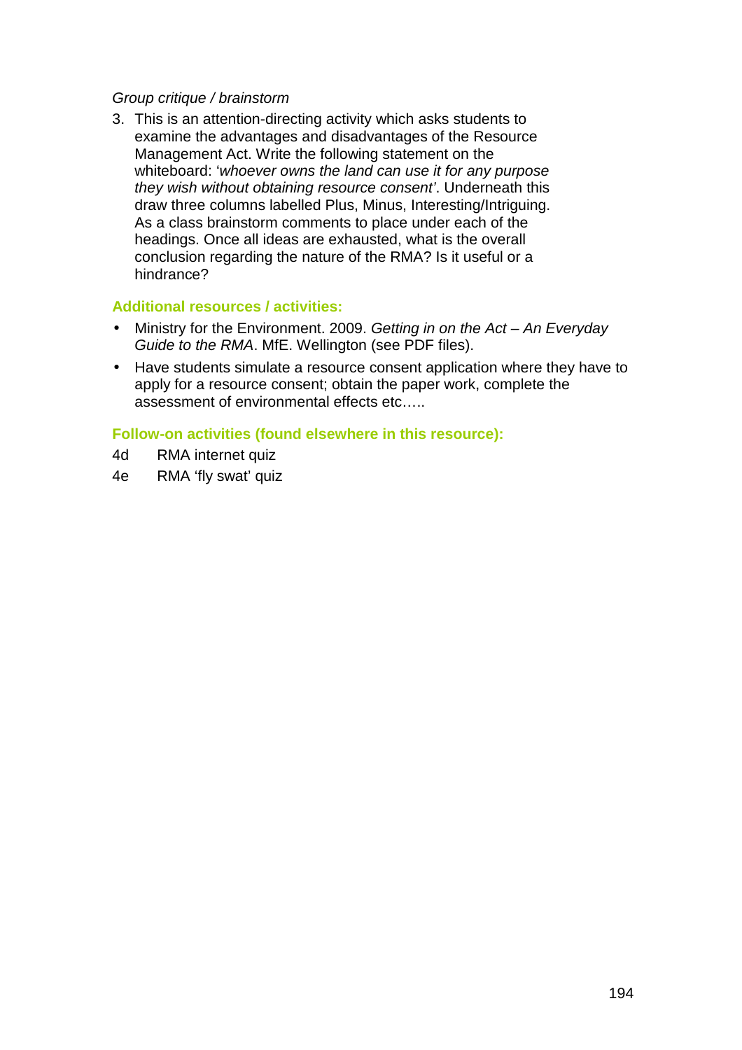*Group critique / brainstorm*

3. This is an attention-directing activity which asks students to examine the advantages and disadvantages of the Resource Management Act. Write the following statement on the whiteboard: '*whoever owns the land can use it for any purpose they wish without obtaining resource consent'*. Underneath this draw three columns labelled Plus, Minus, Interesting/Intriguing. As a class brainstorm comments to place under each of the headings. Once all ideas are exhausted, what is the overall conclusion regarding the nature of the RMA? Is it useful or a hindrance?

**Additional resources / activities:**

- Ministry for the Environment. 2009. *Getting in on the Act – An Everyday Guide to the RMA*. MfE. Wellington (see PDF files).
- Have students simulate a resource consent application where they have to apply for a resource consent; obtain the paper work, complete the assessment of environmental effects etc…..

**Follow-on activities (found elsewhere in this resource):**

4d RMA internet quiz

4e RMA 'fly swat' quiz